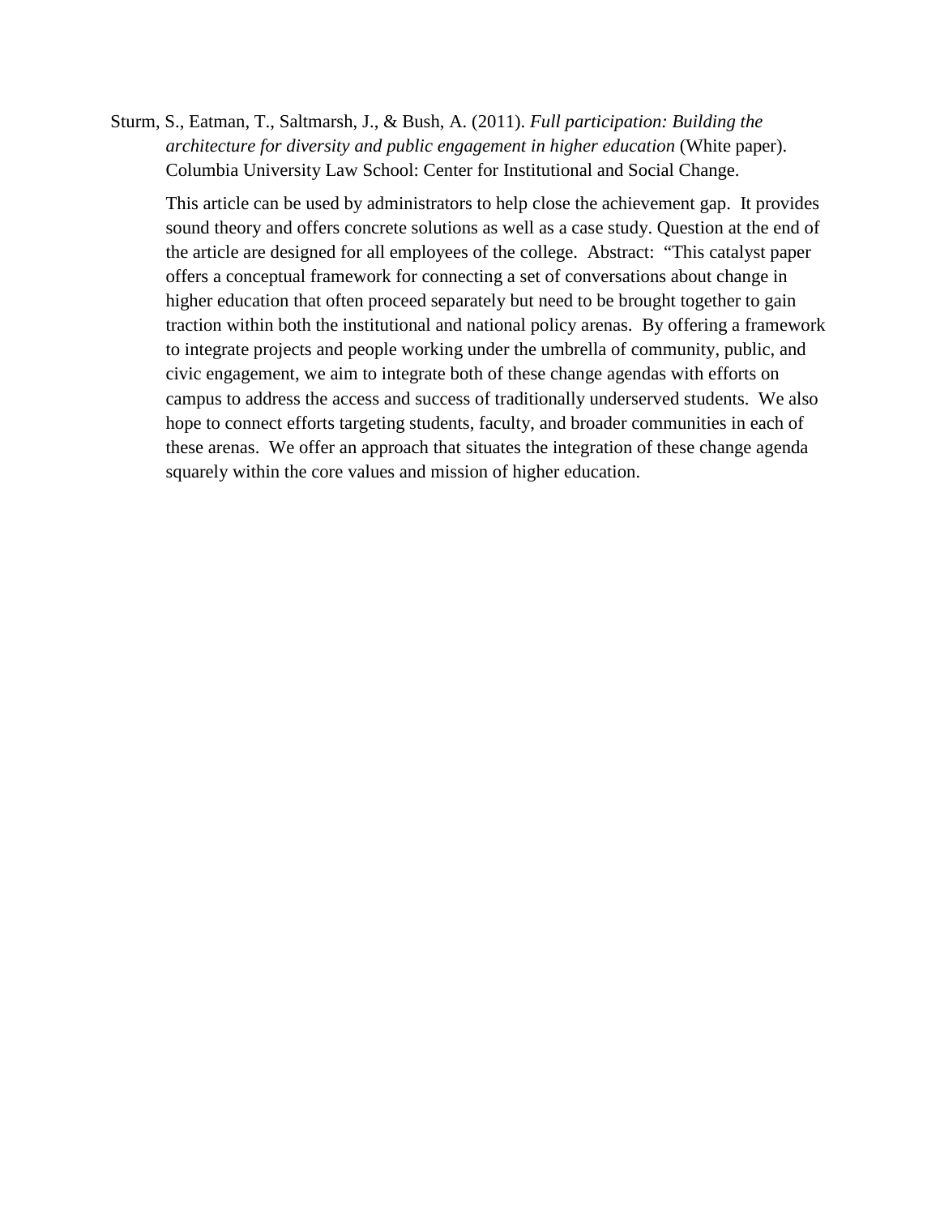Sturm, S., Eatman, T., Saltmarsh, J., & Bush, A. (2011). *Full participation: Building the architecture for diversity and public engagement in higher education* (White paper). Columbia University Law School: Center for Institutional and Social Change.

This article can be used by administrators to help close the achievement gap. It provides sound theory and offers concrete solutions as well as a case study. Question at the end of the article are designed for all employees of the college. Abstract: "This catalyst paper offers a conceptual framework for connecting a set of conversations about change in higher education that often proceed separately but need to be brought together to gain traction within both the institutional and national policy arenas. By offering a framework to integrate projects and people working under the umbrella of community, public, and civic engagement, we aim to integrate both of these change agendas with efforts on campus to address the access and success of traditionally underserved students. We also hope to connect efforts targeting students, faculty, and broader communities in each of these arenas. We offer an approach that situates the integration of these change agenda squarely within the core values and mission of higher education.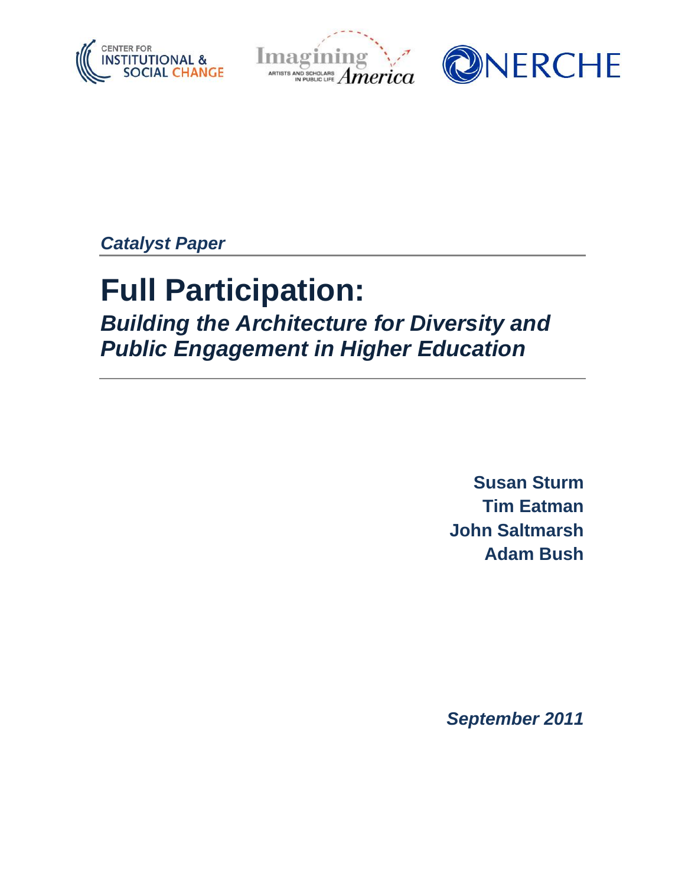*Catalyst Paper*

# Full Participation:

## *Building the Architecture for Diversity and Public Engagement in Higher Education*

**Susan Sturm**
**Tim Eatman**
**John Saltmarsh**
**Adam Bush**

***September 2011***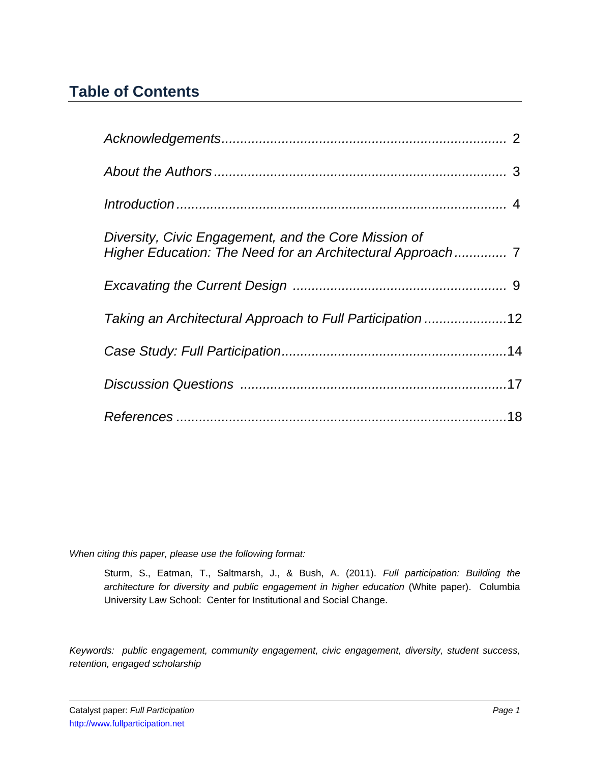## Table of Contents

| | |
|---|---|
| *Acknowledgements* | 2 |
| *About the Authors* | 3 |
| *Introduction* | 4 |
| *Diversity, Civic Engagement, and the Core Mission of Higher Education: The Need for an Architectural Approach* | 7 |
| *Excavating the Current Design* | 9 |
| *Taking an Architectural Approach to Full Participation* | 12 |
| *Case Study: Full Participation* | 14 |
| *Discussion Questions* | 17 |
| *References* | 18 |

*When citing this paper, please use the following format:*

> Sturm, S., Eatman, T., Saltmarsh, J., & Bush, A. (2011). *Full participation: Building the architecture for diversity and public engagement in higher education* (White paper). Columbia University Law School: Center for Institutional and Social Change.

*Keywords: public engagement, community engagement, civic engagement, diversity, student success, retention, engaged scholarship*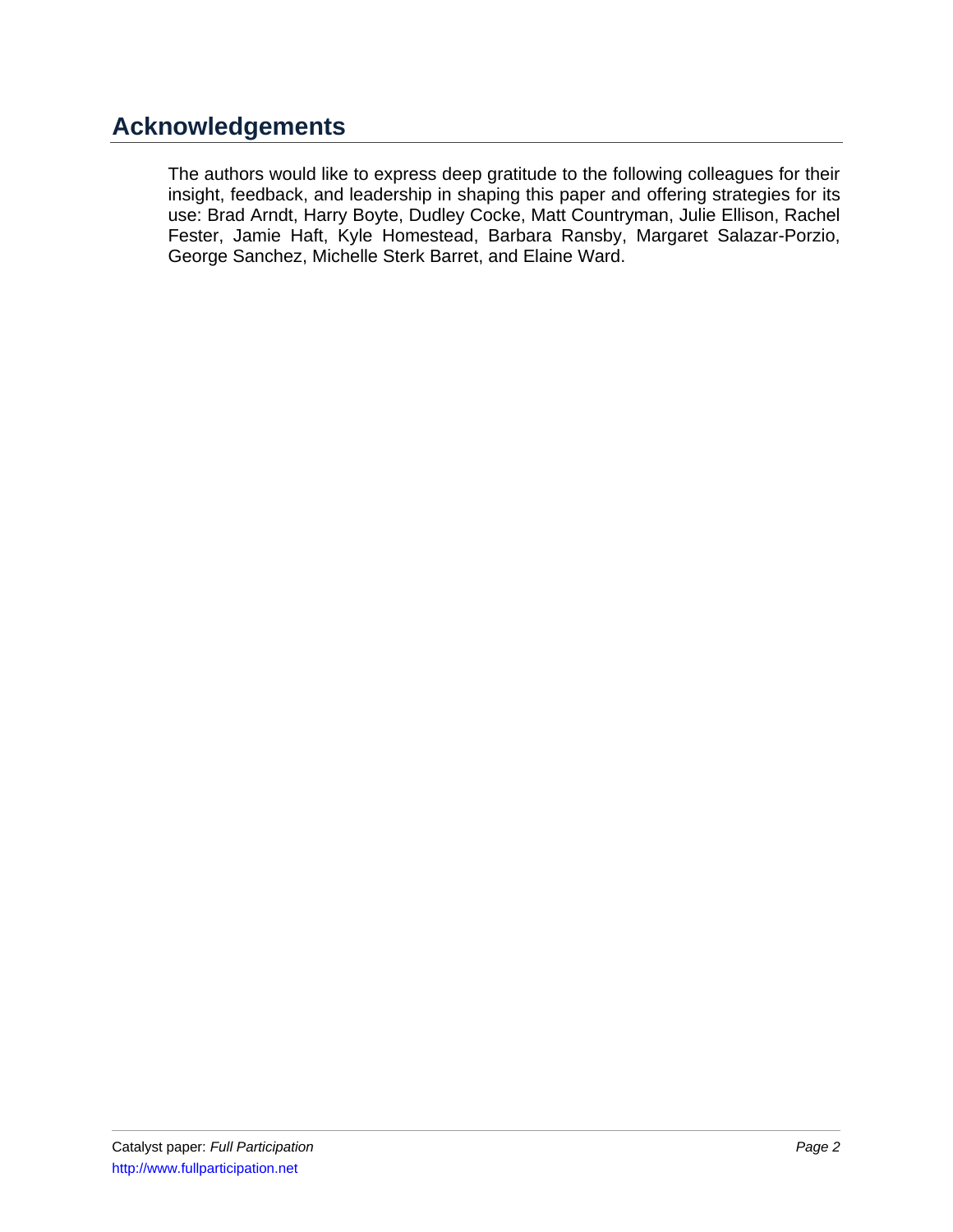## Acknowledgements

The authors would like to express deep gratitude to the following colleagues for their insight, feedback, and leadership in shaping this paper and offering strategies for its use: Brad Arndt, Harry Boyte, Dudley Cocke, Matt Countryman, Julie Ellison, Rachel Fester, Jamie Haft, Kyle Homestead, Barbara Ransby, Margaret Salazar-Porzio, George Sanchez, Michelle Sterk Barret, and Elaine Ward.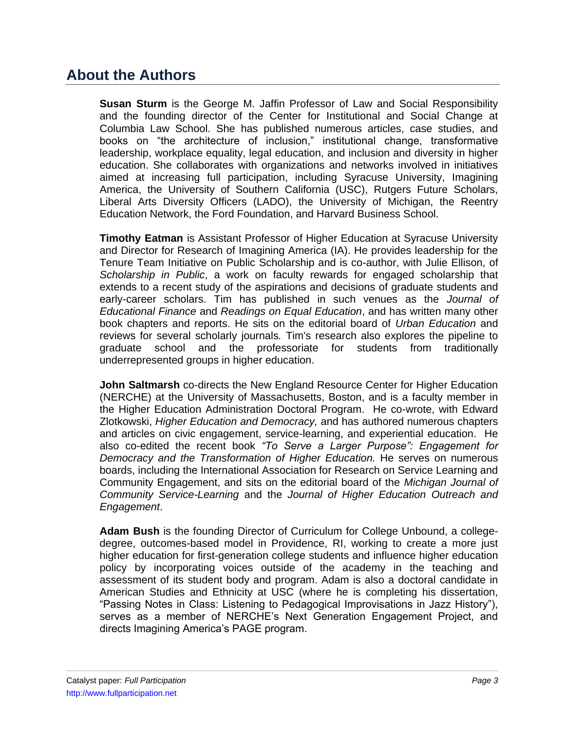## About the Authors

**Susan Sturm** is the George M. Jaffin Professor of Law and Social Responsibility and the founding director of the Center for Institutional and Social Change at Columbia Law School. She has published numerous articles, case studies, and books on "the architecture of inclusion," institutional change, transformative leadership, workplace equality, legal education, and inclusion and diversity in higher education. She collaborates with organizations and networks involved in initiatives aimed at increasing full participation, including Syracuse University, Imagining America, the University of Southern California (USC), Rutgers Future Scholars, Liberal Arts Diversity Officers (LADO), the University of Michigan, the Reentry Education Network, the Ford Foundation, and Harvard Business School.

**Timothy Eatman** is Assistant Professor of Higher Education at Syracuse University and Director for Research of Imagining America (IA). He provides leadership for the Tenure Team Initiative on Public Scholarship and is co-author, with Julie Ellison, of *Scholarship in Public*, a work on faculty rewards for engaged scholarship that extends to a recent study of the aspirations and decisions of graduate students and early-career scholars. Tim has published in such venues as the *Journal of Educational Finance* and *Readings on Equal Education*, and has written many other book chapters and reports. He sits on the editorial board of *Urban Education* and reviews for several scholarly journals. Tim's research also explores the pipeline to graduate school and the professoriate for students from traditionally underrepresented groups in higher education.

**John Saltmarsh** co-directs the New England Resource Center for Higher Education (NERCHE) at the University of Massachusetts, Boston, and is a faculty member in the Higher Education Administration Doctoral Program. He co-wrote, with Edward Zlotkowski, *Higher Education and Democracy,* and has authored numerous chapters and articles on civic engagement, service-learning, and experiential education. He also co-edited the recent book *"To Serve a Larger Purpose": Engagement for Democracy and the Transformation of Higher Education.* He serves on numerous boards, including the International Association for Research on Service Learning and Community Engagement, and sits on the editorial board of the *Michigan Journal of Community Service-Learning* and the *Journal of Higher Education Outreach and Engagement*.

**Adam Bush** is the founding Director of Curriculum for College Unbound, a college-degree, outcomes-based model in Providence, RI, working to create a more just higher education for first-generation college students and influence higher education policy by incorporating voices outside of the academy in the teaching and assessment of its student body and program. Adam is also a doctoral candidate in American Studies and Ethnicity at USC (where he is completing his dissertation, "Passing Notes in Class: Listening to Pedagogical Improvisations in Jazz History"), serves as a member of NERCHE's Next Generation Engagement Project, and directs Imagining America's PAGE program.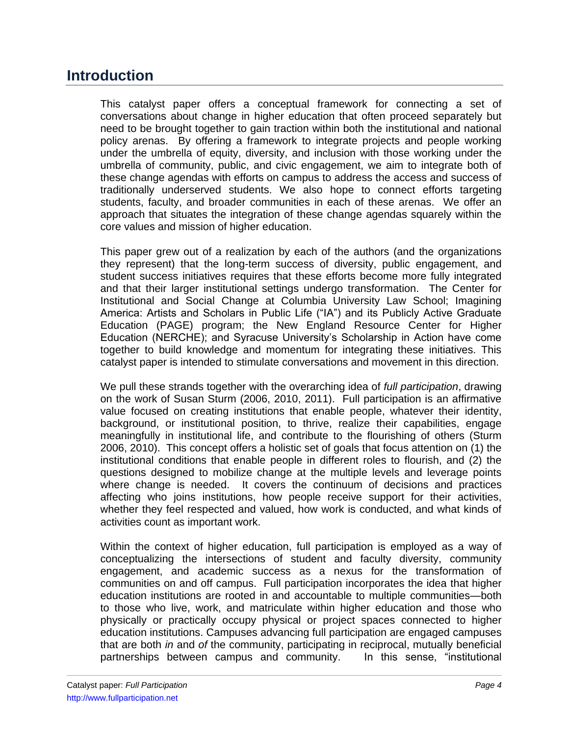## Introduction

This catalyst paper offers a conceptual framework for connecting a set of conversations about change in higher education that often proceed separately but need to be brought together to gain traction within both the institutional and national policy arenas. By offering a framework to integrate projects and people working under the umbrella of equity, diversity, and inclusion with those working under the umbrella of community, public, and civic engagement, we aim to integrate both of these change agendas with efforts on campus to address the access and success of traditionally underserved students. We also hope to connect efforts targeting students, faculty, and broader communities in each of these arenas. We offer an approach that situates the integration of these change agendas squarely within the core values and mission of higher education.

This paper grew out of a realization by each of the authors (and the organizations they represent) that the long-term success of diversity, public engagement, and student success initiatives requires that these efforts become more fully integrated and that their larger institutional settings undergo transformation. The Center for Institutional and Social Change at Columbia University Law School; Imagining America: Artists and Scholars in Public Life ("IA") and its Publicly Active Graduate Education (PAGE) program; the New England Resource Center for Higher Education (NERCHE); and Syracuse University's Scholarship in Action have come together to build knowledge and momentum for integrating these initiatives. This catalyst paper is intended to stimulate conversations and movement in this direction.

We pull these strands together with the overarching idea of *full participation*, drawing on the work of Susan Sturm (2006, 2010, 2011). Full participation is an affirmative value focused on creating institutions that enable people, whatever their identity, background, or institutional position, to thrive, realize their capabilities, engage meaningfully in institutional life, and contribute to the flourishing of others (Sturm 2006, 2010). This concept offers a holistic set of goals that focus attention on (1) the institutional conditions that enable people in different roles to flourish, and (2) the questions designed to mobilize change at the multiple levels and leverage points where change is needed. It covers the continuum of decisions and practices affecting who joins institutions, how people receive support for their activities, whether they feel respected and valued, how work is conducted, and what kinds of activities count as important work.

Within the context of higher education, full participation is employed as a way of conceptualizing the intersections of student and faculty diversity, community engagement, and academic success as a nexus for the transformation of communities on and off campus. Full participation incorporates the idea that higher education institutions are rooted in and accountable to multiple communities—both to those who live, work, and matriculate within higher education and those who physically or practically occupy physical or project spaces connected to higher education institutions. Campuses advancing full participation are engaged campuses that are both *in* and *of* the community, participating in reciprocal, mutually beneficial partnerships between campus and community. In this sense, "institutional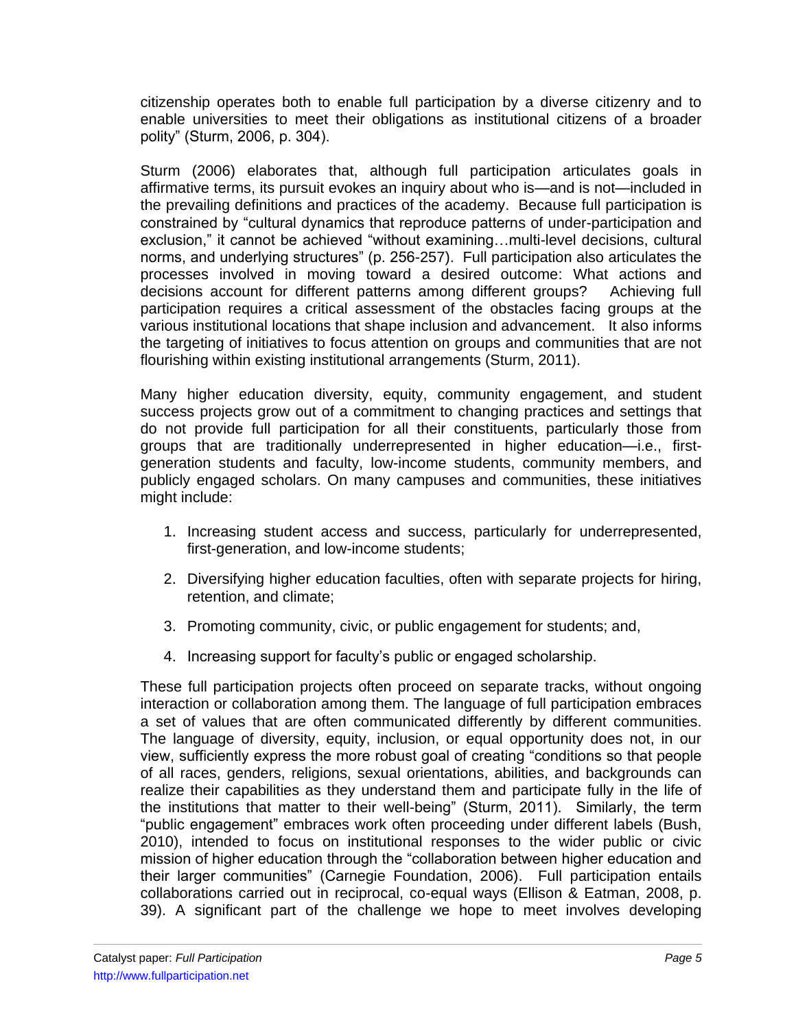citizenship operates both to enable full participation by a diverse citizenry and to enable universities to meet their obligations as institutional citizens of a broader polity" (Sturm, 2006, p. 304).

Sturm (2006) elaborates that, although full participation articulates goals in affirmative terms, its pursuit evokes an inquiry about who is—and is not—included in the prevailing definitions and practices of the academy. Because full participation is constrained by "cultural dynamics that reproduce patterns of under-participation and exclusion," it cannot be achieved "without examining…multi-level decisions, cultural norms, and underlying structures" (p. 256-257). Full participation also articulates the processes involved in moving toward a desired outcome: What actions and decisions account for different patterns among different groups? Achieving full participation requires a critical assessment of the obstacles facing groups at the various institutional locations that shape inclusion and advancement. It also informs the targeting of initiatives to focus attention on groups and communities that are not flourishing within existing institutional arrangements (Sturm, 2011).

Many higher education diversity, equity, community engagement, and student success projects grow out of a commitment to changing practices and settings that do not provide full participation for all their constituents, particularly those from groups that are traditionally underrepresented in higher education—i.e., first-generation students and faculty, low-income students, community members, and publicly engaged scholars. On many campuses and communities, these initiatives might include:

1. Increasing student access and success, particularly for underrepresented, first-generation, and low-income students;
2. Diversifying higher education faculties, often with separate projects for hiring, retention, and climate;
3. Promoting community, civic, or public engagement for students; and,
4. Increasing support for faculty's public or engaged scholarship.

These full participation projects often proceed on separate tracks, without ongoing interaction or collaboration among them. The language of full participation embraces a set of values that are often communicated differently by different communities. The language of diversity, equity, inclusion, or equal opportunity does not, in our view, sufficiently express the more robust goal of creating "conditions so that people of all races, genders, religions, sexual orientations, abilities, and backgrounds can realize their capabilities as they understand them and participate fully in the life of the institutions that matter to their well-being" (Sturm, 2011). Similarly, the term "public engagement" embraces work often proceeding under different labels (Bush, 2010), intended to focus on institutional responses to the wider public or civic mission of higher education through the "collaboration between higher education and their larger communities" (Carnegie Foundation, 2006). Full participation entails collaborations carried out in reciprocal, co-equal ways (Ellison & Eatman, 2008, p. 39). A significant part of the challenge we hope to meet involves developing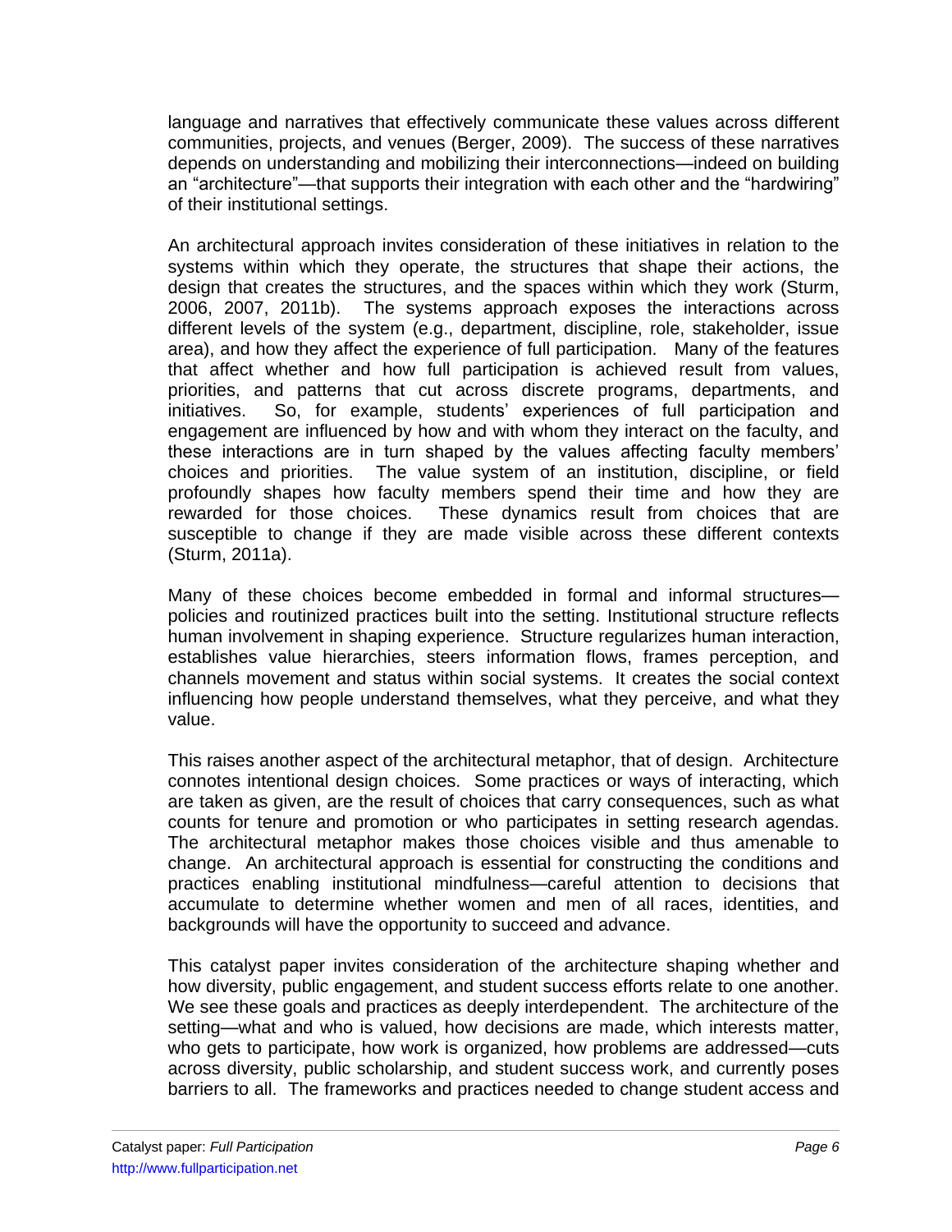language and narratives that effectively communicate these values across different communities, projects, and venues (Berger, 2009). The success of these narratives depends on understanding and mobilizing their interconnections—indeed on building an "architecture"—that supports their integration with each other and the "hardwiring" of their institutional settings.

An architectural approach invites consideration of these initiatives in relation to the systems within which they operate, the structures that shape their actions, the design that creates the structures, and the spaces within which they work (Sturm, 2006, 2007, 2011b). The systems approach exposes the interactions across different levels of the system (e.g., department, discipline, role, stakeholder, issue area), and how they affect the experience of full participation. Many of the features that affect whether and how full participation is achieved result from values, priorities, and patterns that cut across discrete programs, departments, and initiatives. So, for example, students' experiences of full participation and engagement are influenced by how and with whom they interact on the faculty, and these interactions are in turn shaped by the values affecting faculty members' choices and priorities. The value system of an institution, discipline, or field profoundly shapes how faculty members spend their time and how they are rewarded for those choices. These dynamics result from choices that are susceptible to change if they are made visible across these different contexts (Sturm, 2011a).

Many of these choices become embedded in formal and informal structures—policies and routinized practices built into the setting. Institutional structure reflects human involvement in shaping experience. Structure regularizes human interaction, establishes value hierarchies, steers information flows, frames perception, and channels movement and status within social systems. It creates the social context influencing how people understand themselves, what they perceive, and what they value.

This raises another aspect of the architectural metaphor, that of design. Architecture connotes intentional design choices. Some practices or ways of interacting, which are taken as given, are the result of choices that carry consequences, such as what counts for tenure and promotion or who participates in setting research agendas. The architectural metaphor makes those choices visible and thus amenable to change. An architectural approach is essential for constructing the conditions and practices enabling institutional mindfulness—careful attention to decisions that accumulate to determine whether women and men of all races, identities, and backgrounds will have the opportunity to succeed and advance.

This catalyst paper invites consideration of the architecture shaping whether and how diversity, public engagement, and student success efforts relate to one another. We see these goals and practices as deeply interdependent. The architecture of the setting—what and who is valued, how decisions are made, which interests matter, who gets to participate, how work is organized, how problems are addressed—cuts across diversity, public scholarship, and student success work, and currently poses barriers to all. The frameworks and practices needed to change student access and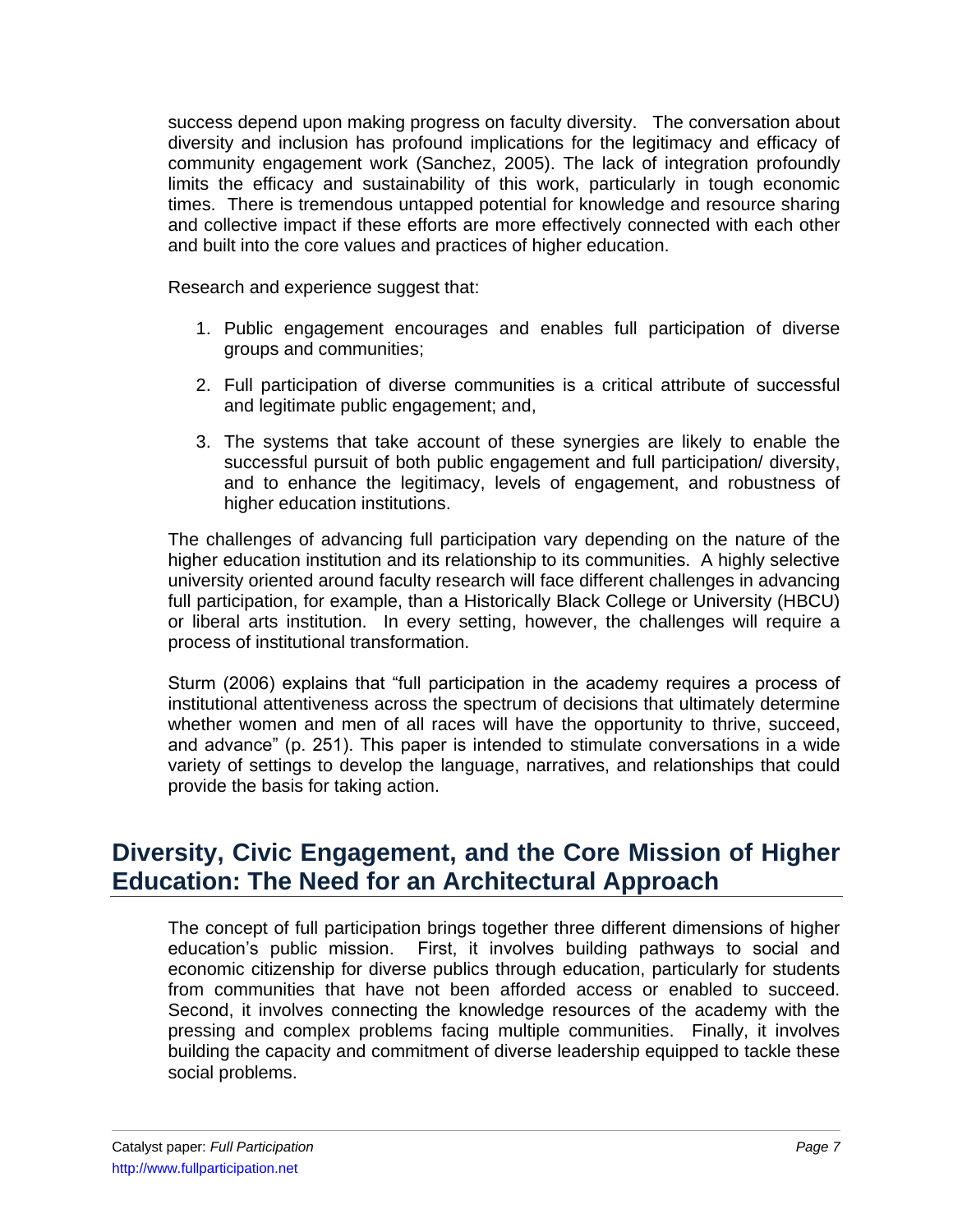success depend upon making progress on faculty diversity. The conversation about diversity and inclusion has profound implications for the legitimacy and efficacy of community engagement work (Sanchez, 2005). The lack of integration profoundly limits the efficacy and sustainability of this work, particularly in tough economic times. There is tremendous untapped potential for knowledge and resource sharing and collective impact if these efforts are more effectively connected with each other and built into the core values and practices of higher education.

Research and experience suggest that:

1. Public engagement encourages and enables full participation of diverse groups and communities;
2. Full participation of diverse communities is a critical attribute of successful and legitimate public engagement; and,
3. The systems that take account of these synergies are likely to enable the successful pursuit of both public engagement and full participation/ diversity, and to enhance the legitimacy, levels of engagement, and robustness of higher education institutions.

The challenges of advancing full participation vary depending on the nature of the higher education institution and its relationship to its communities. A highly selective university oriented around faculty research will face different challenges in advancing full participation, for example, than a Historically Black College or University (HBCU) or liberal arts institution. In every setting, however, the challenges will require a process of institutional transformation.

Sturm (2006) explains that "full participation in the academy requires a process of institutional attentiveness across the spectrum of decisions that ultimately determine whether women and men of all races will have the opportunity to thrive, succeed, and advance" (p. 251). This paper is intended to stimulate conversations in a wide variety of settings to develop the language, narratives, and relationships that could provide the basis for taking action.

## Diversity, Civic Engagement, and the Core Mission of Higher Education: The Need for an Architectural Approach

The concept of full participation brings together three different dimensions of higher education's public mission. First, it involves building pathways to social and economic citizenship for diverse publics through education, particularly for students from communities that have not been afforded access or enabled to succeed. Second, it involves connecting the knowledge resources of the academy with the pressing and complex problems facing multiple communities. Finally, it involves building the capacity and commitment of diverse leadership equipped to tackle these social problems.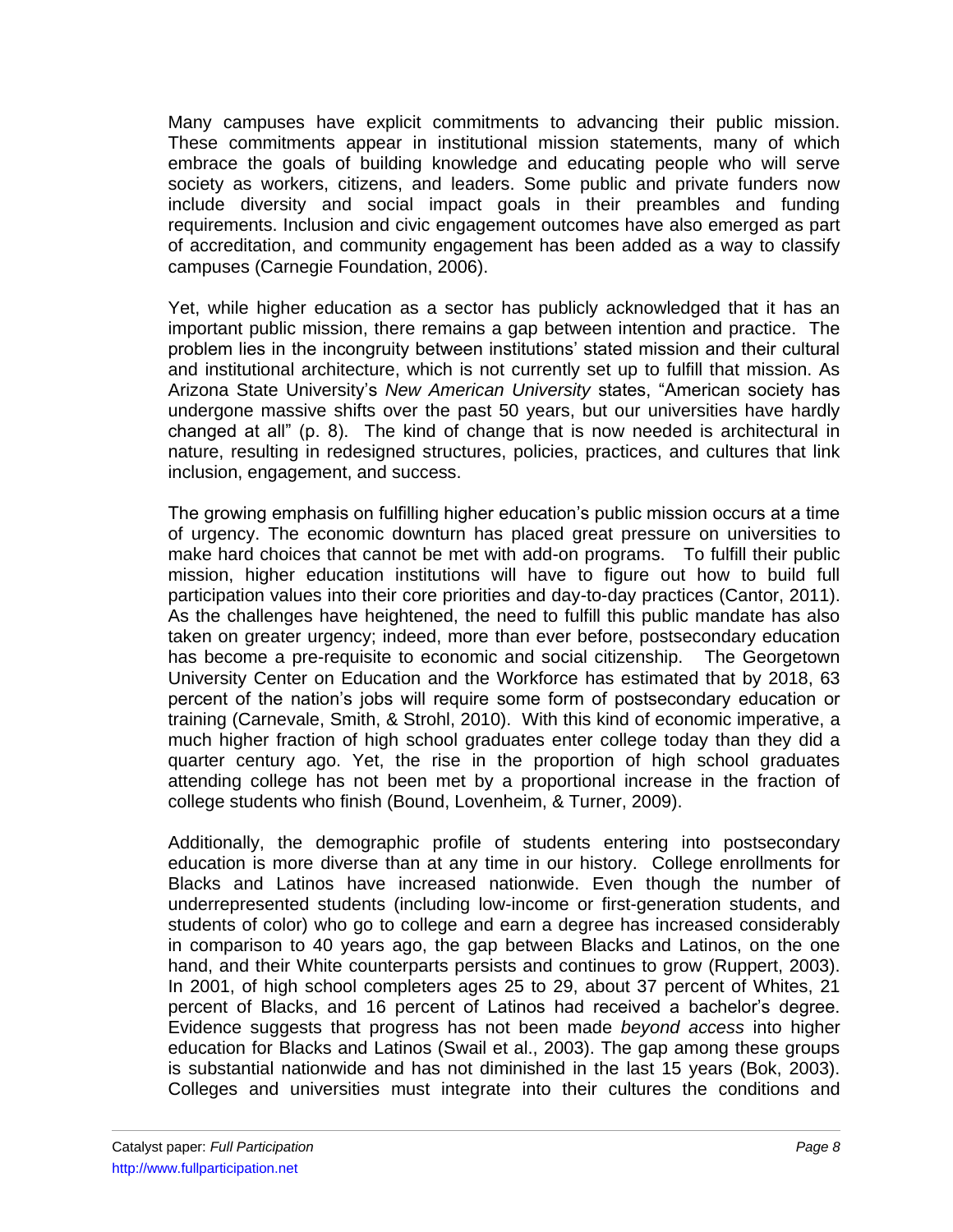Many campuses have explicit commitments to advancing their public mission. These commitments appear in institutional mission statements, many of which embrace the goals of building knowledge and educating people who will serve society as workers, citizens, and leaders. Some public and private funders now include diversity and social impact goals in their preambles and funding requirements. Inclusion and civic engagement outcomes have also emerged as part of accreditation, and community engagement has been added as a way to classify campuses (Carnegie Foundation, 2006).

Yet, while higher education as a sector has publicly acknowledged that it has an important public mission, there remains a gap between intention and practice. The problem lies in the incongruity between institutions' stated mission and their cultural and institutional architecture, which is not currently set up to fulfill that mission. As Arizona State University's *New American University* states, "American society has undergone massive shifts over the past 50 years, but our universities have hardly changed at all" (p. 8). The kind of change that is now needed is architectural in nature, resulting in redesigned structures, policies, practices, and cultures that link inclusion, engagement, and success.

The growing emphasis on fulfilling higher education's public mission occurs at a time of urgency. The economic downturn has placed great pressure on universities to make hard choices that cannot be met with add-on programs. To fulfill their public mission, higher education institutions will have to figure out how to build full participation values into their core priorities and day-to-day practices (Cantor, 2011). As the challenges have heightened, the need to fulfill this public mandate has also taken on greater urgency; indeed, more than ever before, postsecondary education has become a pre-requisite to economic and social citizenship. The Georgetown University Center on Education and the Workforce has estimated that by 2018, 63 percent of the nation's jobs will require some form of postsecondary education or training (Carnevale, Smith, & Strohl, 2010). With this kind of economic imperative, a much higher fraction of high school graduates enter college today than they did a quarter century ago. Yet, the rise in the proportion of high school graduates attending college has not been met by a proportional increase in the fraction of college students who finish (Bound, Lovenheim, & Turner, 2009).

Additionally, the demographic profile of students entering into postsecondary education is more diverse than at any time in our history. College enrollments for Blacks and Latinos have increased nationwide. Even though the number of underrepresented students (including low-income or first-generation students, and students of color) who go to college and earn a degree has increased considerably in comparison to 40 years ago, the gap between Blacks and Latinos, on the one hand, and their White counterparts persists and continues to grow (Ruppert, 2003). In 2001, of high school completers ages 25 to 29, about 37 percent of Whites, 21 percent of Blacks, and 16 percent of Latinos had received a bachelor's degree. Evidence suggests that progress has not been made *beyond access* into higher education for Blacks and Latinos (Swail et al., 2003). The gap among these groups is substantial nationwide and has not diminished in the last 15 years (Bok, 2003). Colleges and universities must integrate into their cultures the conditions and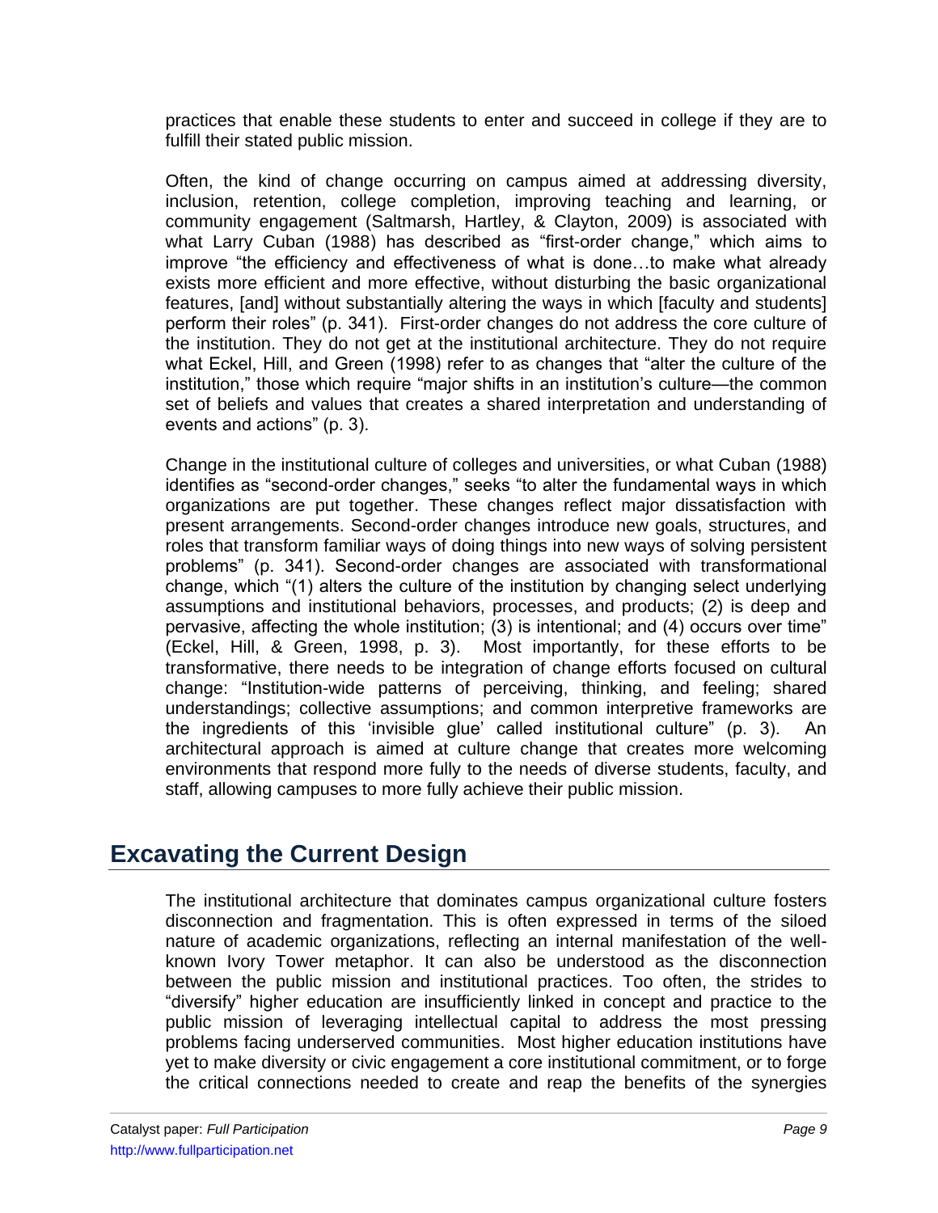practices that enable these students to enter and succeed in college if they are to fulfill their stated public mission.

Often, the kind of change occurring on campus aimed at addressing diversity, inclusion, retention, college completion, improving teaching and learning, or community engagement (Saltmarsh, Hartley, & Clayton, 2009) is associated with what Larry Cuban (1988) has described as "first-order change," which aims to improve "the efficiency and effectiveness of what is done…to make what already exists more efficient and more effective, without disturbing the basic organizational features, [and] without substantially altering the ways in which [faculty and students] perform their roles" (p. 341). First-order changes do not address the core culture of the institution. They do not get at the institutional architecture. They do not require what Eckel, Hill, and Green (1998) refer to as changes that "alter the culture of the institution," those which require "major shifts in an institution's culture—the common set of beliefs and values that creates a shared interpretation and understanding of events and actions" (p. 3).

Change in the institutional culture of colleges and universities, or what Cuban (1988) identifies as "second-order changes," seeks "to alter the fundamental ways in which organizations are put together. These changes reflect major dissatisfaction with present arrangements. Second-order changes introduce new goals, structures, and roles that transform familiar ways of doing things into new ways of solving persistent problems" (p. 341). Second-order changes are associated with transformational change, which "(1) alters the culture of the institution by changing select underlying assumptions and institutional behaviors, processes, and products; (2) is deep and pervasive, affecting the whole institution; (3) is intentional; and (4) occurs over time" (Eckel, Hill, & Green, 1998, p. 3). Most importantly, for these efforts to be transformative, there needs to be integration of change efforts focused on cultural change: "Institution-wide patterns of perceiving, thinking, and feeling; shared understandings; collective assumptions; and common interpretive frameworks are the ingredients of this 'invisible glue' called institutional culture" (p. 3). An architectural approach is aimed at culture change that creates more welcoming environments that respond more fully to the needs of diverse students, faculty, and staff, allowing campuses to more fully achieve their public mission.

## Excavating the Current Design

The institutional architecture that dominates campus organizational culture fosters disconnection and fragmentation. This is often expressed in terms of the siloed nature of academic organizations, reflecting an internal manifestation of the well-known Ivory Tower metaphor. It can also be understood as the disconnection between the public mission and institutional practices. Too often, the strides to "diversify" higher education are insufficiently linked in concept and practice to the public mission of leveraging intellectual capital to address the most pressing problems facing underserved communities. Most higher education institutions have yet to make diversity or civic engagement a core institutional commitment, or to forge the critical connections needed to create and reap the benefits of the synergies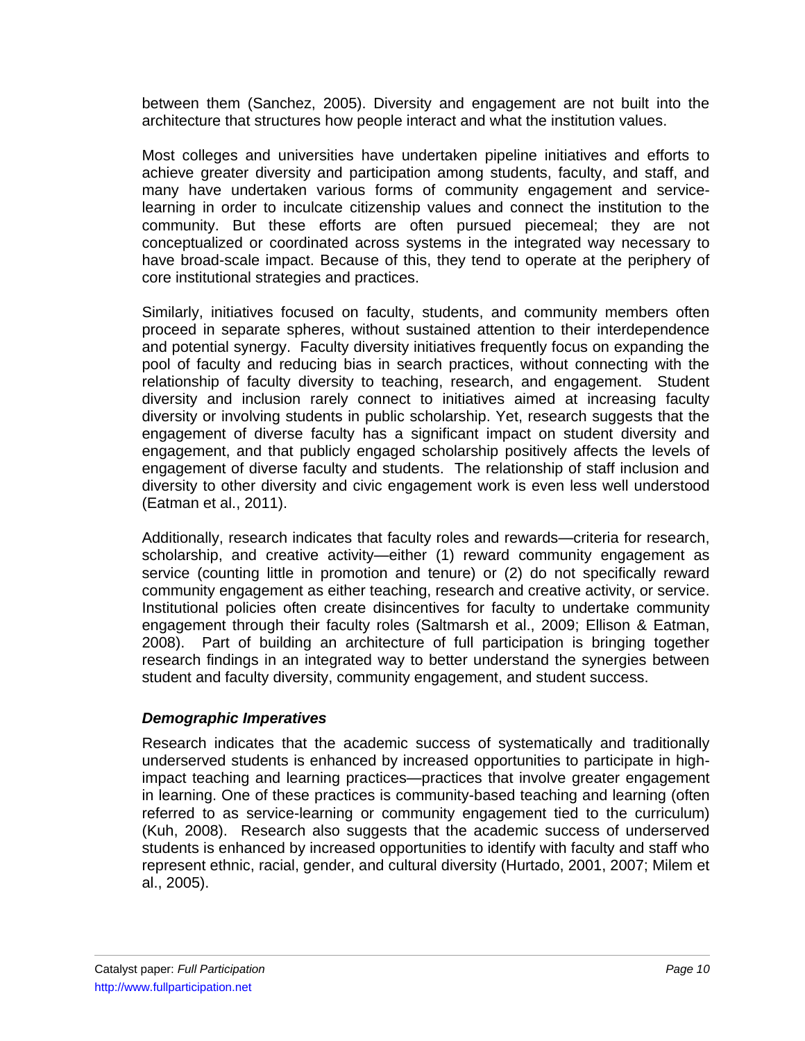between them (Sanchez, 2005). Diversity and engagement are not built into the architecture that structures how people interact and what the institution values.

Most colleges and universities have undertaken pipeline initiatives and efforts to achieve greater diversity and participation among students, faculty, and staff, and many have undertaken various forms of community engagement and service-learning in order to inculcate citizenship values and connect the institution to the community. But these efforts are often pursued piecemeal; they are not conceptualized or coordinated across systems in the integrated way necessary to have broad-scale impact. Because of this, they tend to operate at the periphery of core institutional strategies and practices.

Similarly, initiatives focused on faculty, students, and community members often proceed in separate spheres, without sustained attention to their interdependence and potential synergy. Faculty diversity initiatives frequently focus on expanding the pool of faculty and reducing bias in search practices, without connecting with the relationship of faculty diversity to teaching, research, and engagement. Student diversity and inclusion rarely connect to initiatives aimed at increasing faculty diversity or involving students in public scholarship. Yet, research suggests that the engagement of diverse faculty has a significant impact on student diversity and engagement, and that publicly engaged scholarship positively affects the levels of engagement of diverse faculty and students. The relationship of staff inclusion and diversity to other diversity and civic engagement work is even less well understood (Eatman et al., 2011).

Additionally, research indicates that faculty roles and rewards—criteria for research, scholarship, and creative activity—either (1) reward community engagement as service (counting little in promotion and tenure) or (2) do not specifically reward community engagement as either teaching, research and creative activity, or service. Institutional policies often create disincentives for faculty to undertake community engagement through their faculty roles (Saltmarsh et al., 2009; Ellison & Eatman, 2008). Part of building an architecture of full participation is bringing together research findings in an integrated way to better understand the synergies between student and faculty diversity, community engagement, and student success.

### *Demographic Imperatives*

Research indicates that the academic success of systematically and traditionally underserved students is enhanced by increased opportunities to participate in high-impact teaching and learning practices—practices that involve greater engagement in learning. One of these practices is community-based teaching and learning (often referred to as service-learning or community engagement tied to the curriculum) (Kuh, 2008). Research also suggests that the academic success of underserved students is enhanced by increased opportunities to identify with faculty and staff who represent ethnic, racial, gender, and cultural diversity (Hurtado, 2001, 2007; Milem et al., 2005).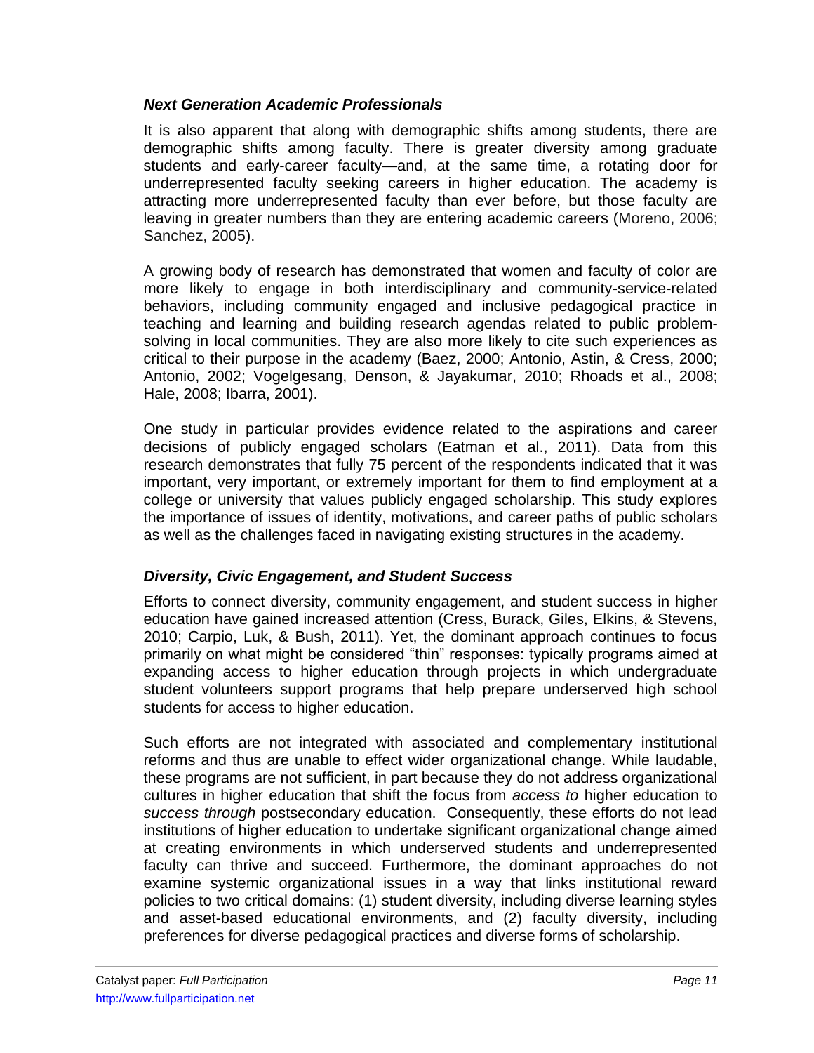### *Next Generation Academic Professionals*

It is also apparent that along with demographic shifts among students, there are demographic shifts among faculty. There is greater diversity among graduate students and early-career faculty—and, at the same time, a rotating door for underrepresented faculty seeking careers in higher education. The academy is attracting more underrepresented faculty than ever before, but those faculty are leaving in greater numbers than they are entering academic careers (Moreno, 2006; Sanchez, 2005).

A growing body of research has demonstrated that women and faculty of color are more likely to engage in both interdisciplinary and community-service-related behaviors, including community engaged and inclusive pedagogical practice in teaching and learning and building research agendas related to public problem-solving in local communities. They are also more likely to cite such experiences as critical to their purpose in the academy (Baez, 2000; Antonio, Astin, & Cress, 2000; Antonio, 2002; Vogelgesang, Denson, & Jayakumar, 2010; Rhoads et al., 2008; Hale, 2008; Ibarra, 2001).

One study in particular provides evidence related to the aspirations and career decisions of publicly engaged scholars (Eatman et al., 2011). Data from this research demonstrates that fully 75 percent of the respondents indicated that it was important, very important, or extremely important for them to find employment at a college or university that values publicly engaged scholarship. This study explores the importance of issues of identity, motivations, and career paths of public scholars as well as the challenges faced in navigating existing structures in the academy.

### *Diversity, Civic Engagement, and Student Success*

Efforts to connect diversity, community engagement, and student success in higher education have gained increased attention (Cress, Burack, Giles, Elkins, & Stevens, 2010; Carpio, Luk, & Bush, 2011). Yet, the dominant approach continues to focus primarily on what might be considered "thin" responses: typically programs aimed at expanding access to higher education through projects in which undergraduate student volunteers support programs that help prepare underserved high school students for access to higher education.

Such efforts are not integrated with associated and complementary institutional reforms and thus are unable to effect wider organizational change. While laudable, these programs are not sufficient, in part because they do not address organizational cultures in higher education that shift the focus from *access to* higher education to *success through* postsecondary education. Consequently, these efforts do not lead institutions of higher education to undertake significant organizational change aimed at creating environments in which underserved students and underrepresented faculty can thrive and succeed. Furthermore, the dominant approaches do not examine systemic organizational issues in a way that links institutional reward policies to two critical domains: (1) student diversity, including diverse learning styles and asset-based educational environments, and (2) faculty diversity, including preferences for diverse pedagogical practices and diverse forms of scholarship.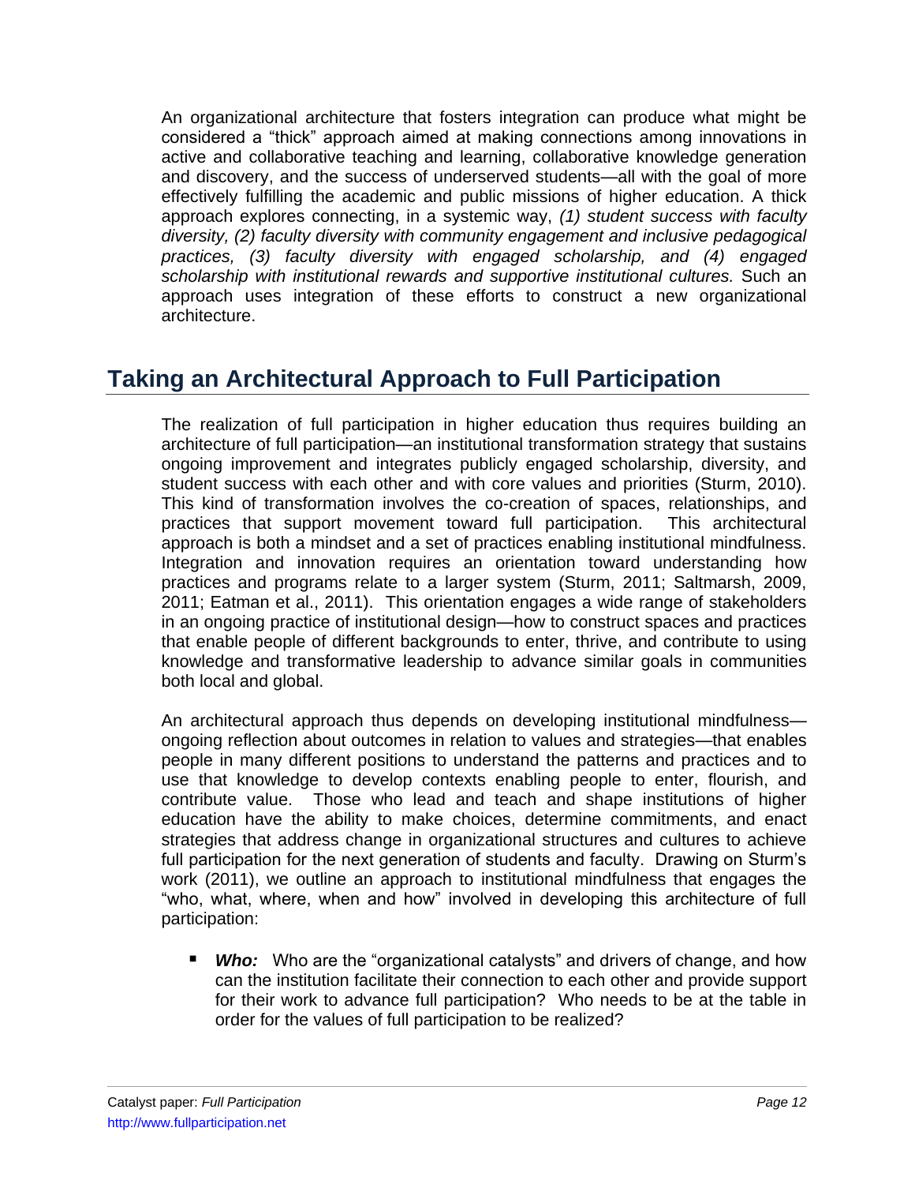An organizational architecture that fosters integration can produce what might be considered a "thick" approach aimed at making connections among innovations in active and collaborative teaching and learning, collaborative knowledge generation and discovery, and the success of underserved students—all with the goal of more effectively fulfilling the academic and public missions of higher education. A thick approach explores connecting, in a systemic way, *(1) student success with faculty diversity, (2) faculty diversity with community engagement and inclusive pedagogical practices, (3) faculty diversity with engaged scholarship, and (4) engaged scholarship with institutional rewards and supportive institutional cultures.* Such an approach uses integration of these efforts to construct a new organizational architecture.

## Taking an Architectural Approach to Full Participation

The realization of full participation in higher education thus requires building an architecture of full participation—an institutional transformation strategy that sustains ongoing improvement and integrates publicly engaged scholarship, diversity, and student success with each other and with core values and priorities (Sturm, 2010). This kind of transformation involves the co-creation of spaces, relationships, and practices that support movement toward full participation. This architectural approach is both a mindset and a set of practices enabling institutional mindfulness. Integration and innovation requires an orientation toward understanding how practices and programs relate to a larger system (Sturm, 2011; Saltmarsh, 2009, 2011; Eatman et al., 2011). This orientation engages a wide range of stakeholders in an ongoing practice of institutional design—how to construct spaces and practices that enable people of different backgrounds to enter, thrive, and contribute to using knowledge and transformative leadership to advance similar goals in communities both local and global.

An architectural approach thus depends on developing institutional mindfulness—ongoing reflection about outcomes in relation to values and strategies—that enables people in many different positions to understand the patterns and practices and to use that knowledge to develop contexts enabling people to enter, flourish, and contribute value. Those who lead and teach and shape institutions of higher education have the ability to make choices, determine commitments, and enact strategies that address change in organizational structures and cultures to achieve full participation for the next generation of students and faculty. Drawing on Sturm's work (2011), we outline an approach to institutional mindfulness that engages the "who, what, where, when and how" involved in developing this architecture of full participation:

- ***Who:*** Who are the "organizational catalysts" and drivers of change, and how can the institution facilitate their connection to each other and provide support for their work to advance full participation? Who needs to be at the table in order for the values of full participation to be realized?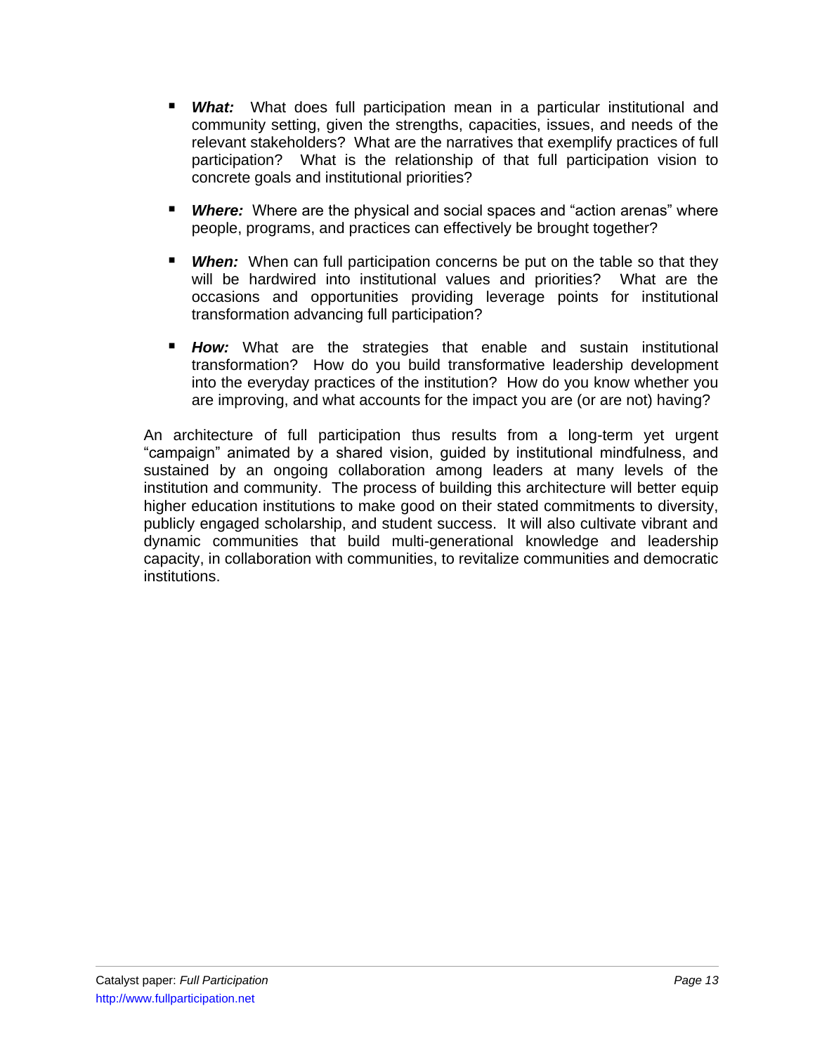- ***What:*** What does full participation mean in a particular institutional and community setting, given the strengths, capacities, issues, and needs of the relevant stakeholders? What are the narratives that exemplify practices of full participation? What is the relationship of that full participation vision to concrete goals and institutional priorities?

- ***Where:*** Where are the physical and social spaces and "action arenas" where people, programs, and practices can effectively be brought together?

- ***When:*** When can full participation concerns be put on the table so that they will be hardwired into institutional values and priorities? What are the occasions and opportunities providing leverage points for institutional transformation advancing full participation?

- ***How:*** What are the strategies that enable and sustain institutional transformation? How do you build transformative leadership development into the everyday practices of the institution? How do you know whether you are improving, and what accounts for the impact you are (or are not) having?

An architecture of full participation thus results from a long-term yet urgent "campaign" animated by a shared vision, guided by institutional mindfulness, and sustained by an ongoing collaboration among leaders at many levels of the institution and community. The process of building this architecture will better equip higher education institutions to make good on their stated commitments to diversity, publicly engaged scholarship, and student success. It will also cultivate vibrant and dynamic communities that build multi-generational knowledge and leadership capacity, in collaboration with communities, to revitalize communities and democratic institutions.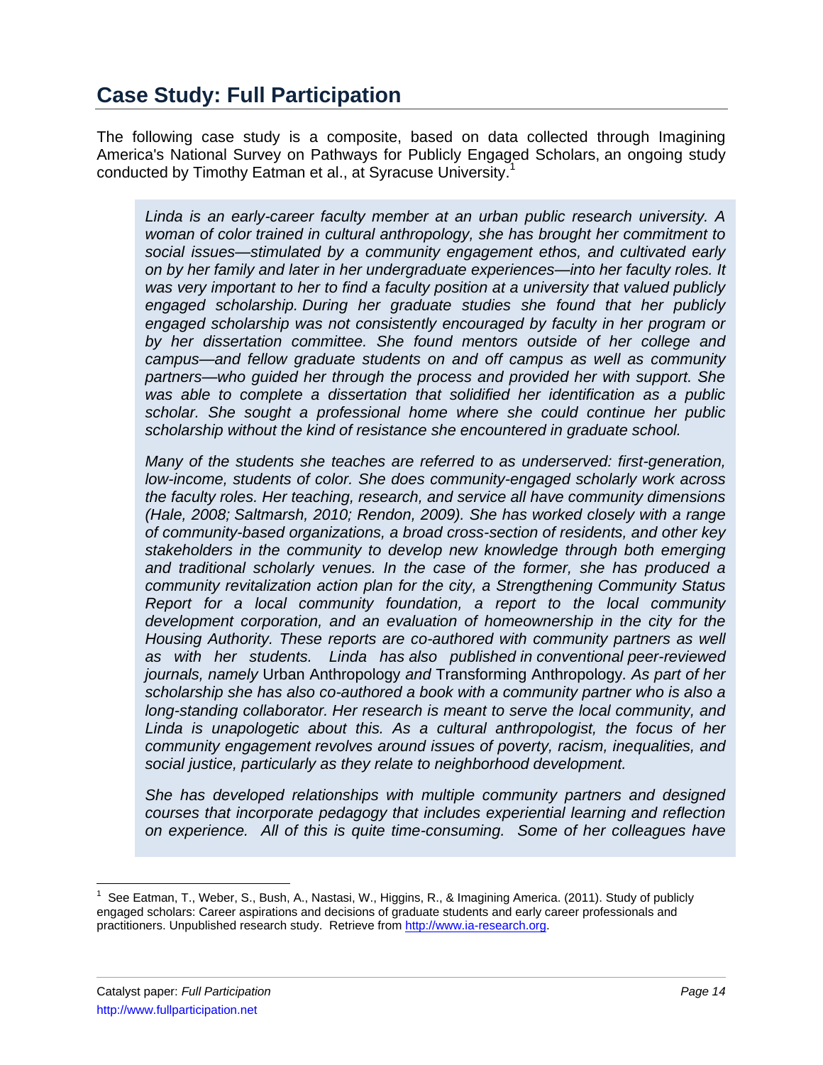## Case Study: Full Participation

The following case study is a composite, based on data collected through Imagining America's National Survey on Pathways for Publicly Engaged Scholars, an ongoing study conducted by Timothy Eatman et al., at Syracuse University.[1]

> *Linda is an early-career faculty member at an urban public research university. A woman of color trained in cultural anthropology, she has brought her commitment to social issues—stimulated by a community engagement ethos, and cultivated early on by her family and later in her undergraduate experiences—into her faculty roles. It was very important to her to find a faculty position at a university that valued publicly engaged scholarship. During her graduate studies she found that her publicly engaged scholarship was not consistently encouraged by faculty in her program or by her dissertation committee. She found mentors outside of her college and campus—and fellow graduate students on and off campus as well as community partners—who guided her through the process and provided her with support. She was able to complete a dissertation that solidified her identification as a public scholar. She sought a professional home where she could continue her public scholarship without the kind of resistance she encountered in graduate school.*
>
> *Many of the students she teaches are referred to as underserved: first-generation, low-income, students of color. She does community-engaged scholarly work across the faculty roles. Her teaching, research, and service all have community dimensions (Hale, 2008; Saltmarsh, 2010; Rendon, 2009). She has worked closely with a range of community-based organizations, a broad cross-section of residents, and other key stakeholders in the community to develop new knowledge through both emerging and traditional scholarly venues. In the case of the former, she has produced a community revitalization action plan for the city, a Strengthening Community Status Report for a local community foundation, a report to the local community development corporation, and an evaluation of homeownership in the city for the Housing Authority. These reports are co-authored with community partners as well as with her students. Linda has also published in conventional peer-reviewed journals, namely* Urban Anthropology *and* Transforming Anthropology*. As part of her scholarship she has also co-authored a book with a community partner who is also a long-standing collaborator. Her research is meant to serve the local community, and Linda is unapologetic about this. As a cultural anthropologist, the focus of her community engagement revolves around issues of poverty, racism, inequalities, and social justice, particularly as they relate to neighborhood development.*
>
> *She has developed relationships with multiple community partners and designed courses that incorporate pedagogy that includes experiential learning and reflection on experience. All of this is quite time-consuming. Some of her colleagues have*

[1] See Eatman, T., Weber, S., Bush, A., Nastasi, W., Higgins, R., & Imagining America. (2011). Study of publicly engaged scholars: Career aspirations and decisions of graduate students and early career professionals and practitioners. Unpublished research study. Retrieve from http://www.ia-research.org.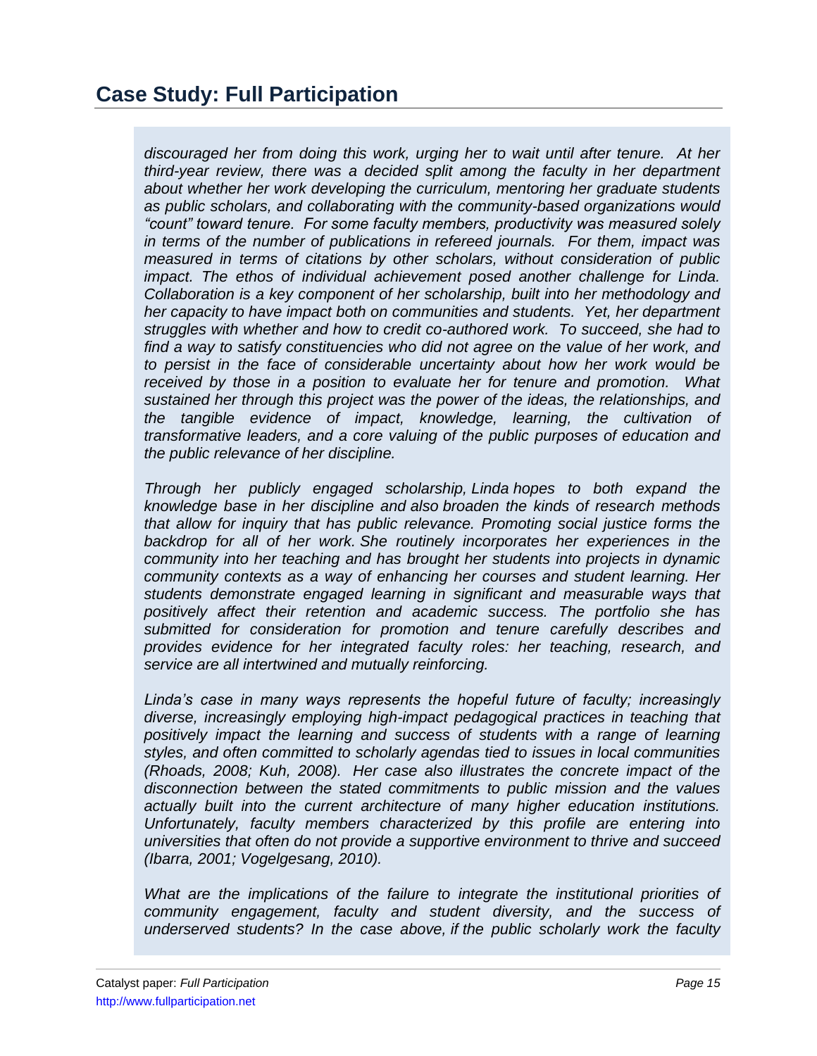## Case Study: Full Participation

*discouraged her from doing this work, urging her to wait until after tenure. At her third-year review, there was a decided split among the faculty in her department about whether her work developing the curriculum, mentoring her graduate students as public scholars, and collaborating with the community-based organizations would "count" toward tenure. For some faculty members, productivity was measured solely in terms of the number of publications in refereed journals. For them, impact was measured in terms of citations by other scholars, without consideration of public impact. The ethos of individual achievement posed another challenge for Linda. Collaboration is a key component of her scholarship, built into her methodology and her capacity to have impact both on communities and students. Yet, her department struggles with whether and how to credit co-authored work. To succeed, she had to find a way to satisfy constituencies who did not agree on the value of her work, and to persist in the face of considerable uncertainty about how her work would be received by those in a position to evaluate her for tenure and promotion. What sustained her through this project was the power of the ideas, the relationships, and the tangible evidence of impact, knowledge, learning, the cultivation of transformative leaders, and a core valuing of the public purposes of education and the public relevance of her discipline.*

*Through her publicly engaged scholarship, Linda hopes to both expand the knowledge base in her discipline and also broaden the kinds of research methods that allow for inquiry that has public relevance. Promoting social justice forms the backdrop for all of her work. She routinely incorporates her experiences in the community into her teaching and has brought her students into projects in dynamic community contexts as a way of enhancing her courses and student learning. Her students demonstrate engaged learning in significant and measurable ways that positively affect their retention and academic success. The portfolio she has submitted for consideration for promotion and tenure carefully describes and provides evidence for her integrated faculty roles: her teaching, research, and service are all intertwined and mutually reinforcing.*

*Linda's case in many ways represents the hopeful future of faculty; increasingly diverse, increasingly employing high-impact pedagogical practices in teaching that positively impact the learning and success of students with a range of learning styles, and often committed to scholarly agendas tied to issues in local communities (Rhoads, 2008; Kuh, 2008). Her case also illustrates the concrete impact of the disconnection between the stated commitments to public mission and the values actually built into the current architecture of many higher education institutions. Unfortunately, faculty members characterized by this profile are entering into universities that often do not provide a supportive environment to thrive and succeed (Ibarra, 2001; Vogelgesang, 2010).*

*What are the implications of the failure to integrate the institutional priorities of community engagement, faculty and student diversity, and the success of underserved students? In the case above, if the public scholarly work the faculty*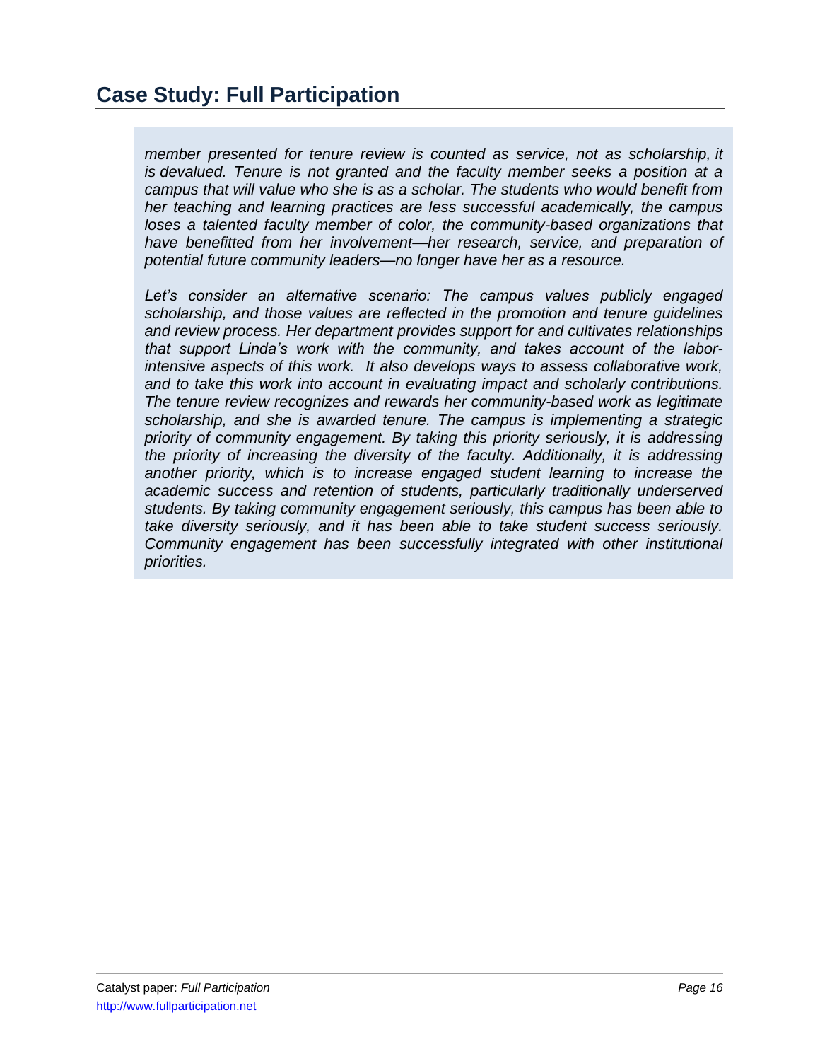## Case Study: Full Participation

*member presented for tenure review is counted as service, not as scholarship, it is devalued. Tenure is not granted and the faculty member seeks a position at a campus that will value who she is as a scholar. The students who would benefit from her teaching and learning practices are less successful academically, the campus loses a talented faculty member of color, the community-based organizations that have benefitted from her involvement—her research, service, and preparation of potential future community leaders—no longer have her as a resource.*

*Let's consider an alternative scenario: The campus values publicly engaged scholarship, and those values are reflected in the promotion and tenure guidelines and review process. Her department provides support for and cultivates relationships that support Linda's work with the community, and takes account of the labor-intensive aspects of this work. It also develops ways to assess collaborative work, and to take this work into account in evaluating impact and scholarly contributions. The tenure review recognizes and rewards her community-based work as legitimate scholarship, and she is awarded tenure. The campus is implementing a strategic priority of community engagement. By taking this priority seriously, it is addressing the priority of increasing the diversity of the faculty. Additionally, it is addressing another priority, which is to increase engaged student learning to increase the academic success and retention of students, particularly traditionally underserved students. By taking community engagement seriously, this campus has been able to take diversity seriously, and it has been able to take student success seriously. Community engagement has been successfully integrated with other institutional priorities.*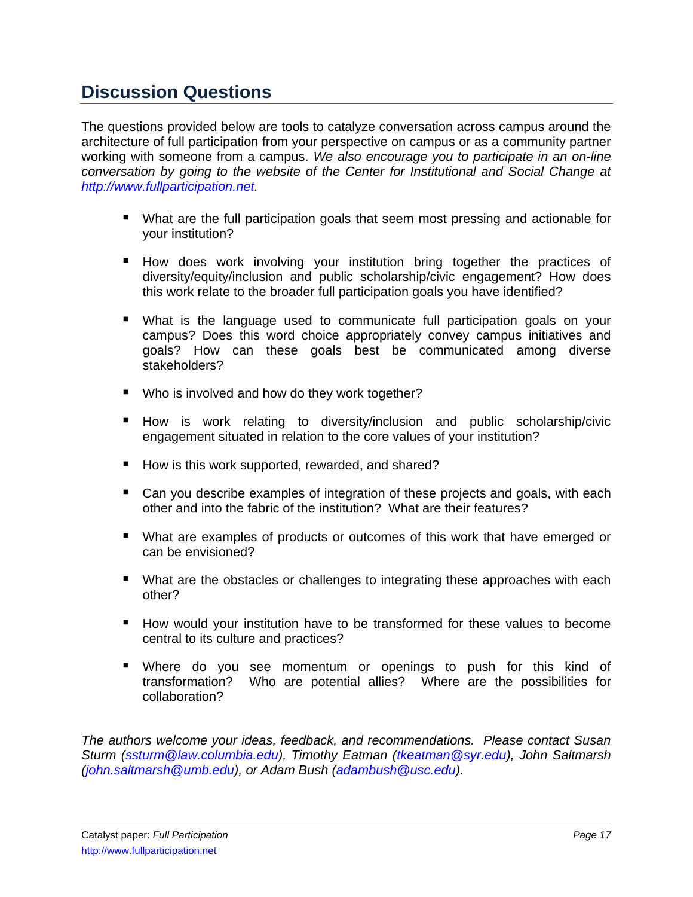## Discussion Questions

The questions provided below are tools to catalyze conversation across campus around the architecture of full participation from your perspective on campus or as a community partner working with someone from a campus. *We also encourage you to participate in an on-line conversation by going to the website of the Center for Institutional and Social Change at http://www.fullparticipation.net.*

- What are the full participation goals that seem most pressing and actionable for your institution?
- How does work involving your institution bring together the practices of diversity/equity/inclusion and public scholarship/civic engagement? How does this work relate to the broader full participation goals you have identified?
- What is the language used to communicate full participation goals on your campus? Does this word choice appropriately convey campus initiatives and goals? How can these goals best be communicated among diverse stakeholders?
- Who is involved and how do they work together?
- How is work relating to diversity/inclusion and public scholarship/civic engagement situated in relation to the core values of your institution?
- How is this work supported, rewarded, and shared?
- Can you describe examples of integration of these projects and goals, with each other and into the fabric of the institution? What are their features?
- What are examples of products or outcomes of this work that have emerged or can be envisioned?
- What are the obstacles or challenges to integrating these approaches with each other?
- How would your institution have to be transformed for these values to become central to its culture and practices?
- Where do you see momentum or openings to push for this kind of transformation? Who are potential allies? Where are the possibilities for collaboration?

*The authors welcome your ideas, feedback, and recommendations. Please contact Susan Sturm (ssturm@law.columbia.edu), Timothy Eatman (tkeatman@syr.edu), John Saltmarsh (john.saltmarsh@umb.edu), or Adam Bush (adambush@usc.edu).*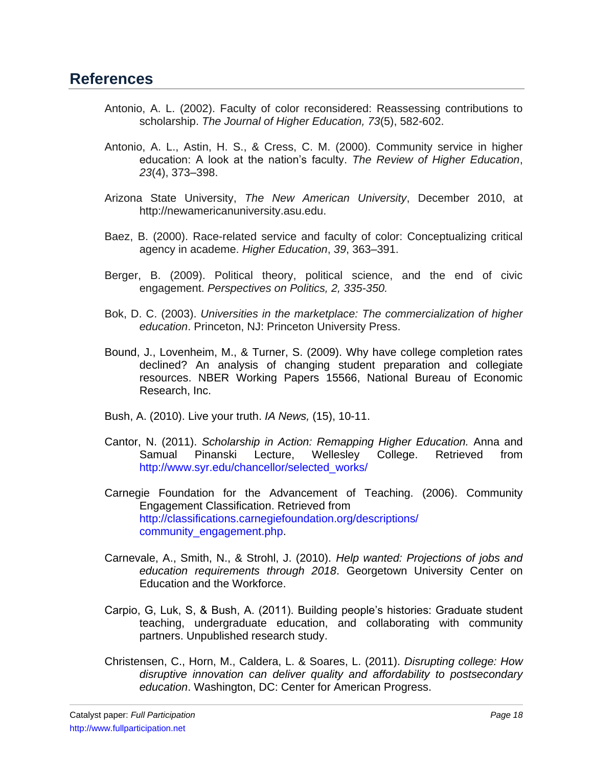## References

Antonio, A. L. (2002). Faculty of color reconsidered: Reassessing contributions to scholarship. *The Journal of Higher Education, 73*(5), 582-602.

Antonio, A. L., Astin, H. S., & Cress, C. M. (2000). Community service in higher education: A look at the nation's faculty. *The Review of Higher Education*, *23*(4), 373–398.

Arizona State University, *The New American University*, December 2010, at http://newamericanuniversity.asu.edu.

Baez, B. (2000). Race-related service and faculty of color: Conceptualizing critical agency in academe. *Higher Education*, *39*, 363–391.

Berger, B. (2009). Political theory, political science, and the end of civic engagement. *Perspectives on Politics, 2, 335-350.*

Bok, D. C. (2003). *Universities in the marketplace: The commercialization of higher education*. Princeton, NJ: Princeton University Press.

Bound, J., Lovenheim, M., & Turner, S. (2009). Why have college completion rates declined? An analysis of changing student preparation and collegiate resources. NBER Working Papers 15566, National Bureau of Economic Research, Inc.

Bush, A. (2010). Live your truth. *IA News,* (15), 10-11.

Cantor, N. (2011). *Scholarship in Action: Remapping Higher Education.* Anna and Samual Pinanski Lecture, Wellesley College. Retrieved from http://www.syr.edu/chancellor/selected_works/

Carnegie Foundation for the Advancement of Teaching. (2006). Community Engagement Classification. Retrieved from http://classifications.carnegiefoundation.org/descriptions/community_engagement.php.

Carnevale, A., Smith, N., & Strohl, J. (2010). *Help wanted: Projections of jobs and education requirements through 2018*. Georgetown University Center on Education and the Workforce.

Carpio, G, Luk, S, & Bush, A. (2011). Building people's histories: Graduate student teaching, undergraduate education, and collaborating with community partners. Unpublished research study.

Christensen, C., Horn, M., Caldera, L. & Soares, L. (2011). *Disrupting college: How disruptive innovation can deliver quality and affordability to postsecondary education*. Washington, DC: Center for American Progress.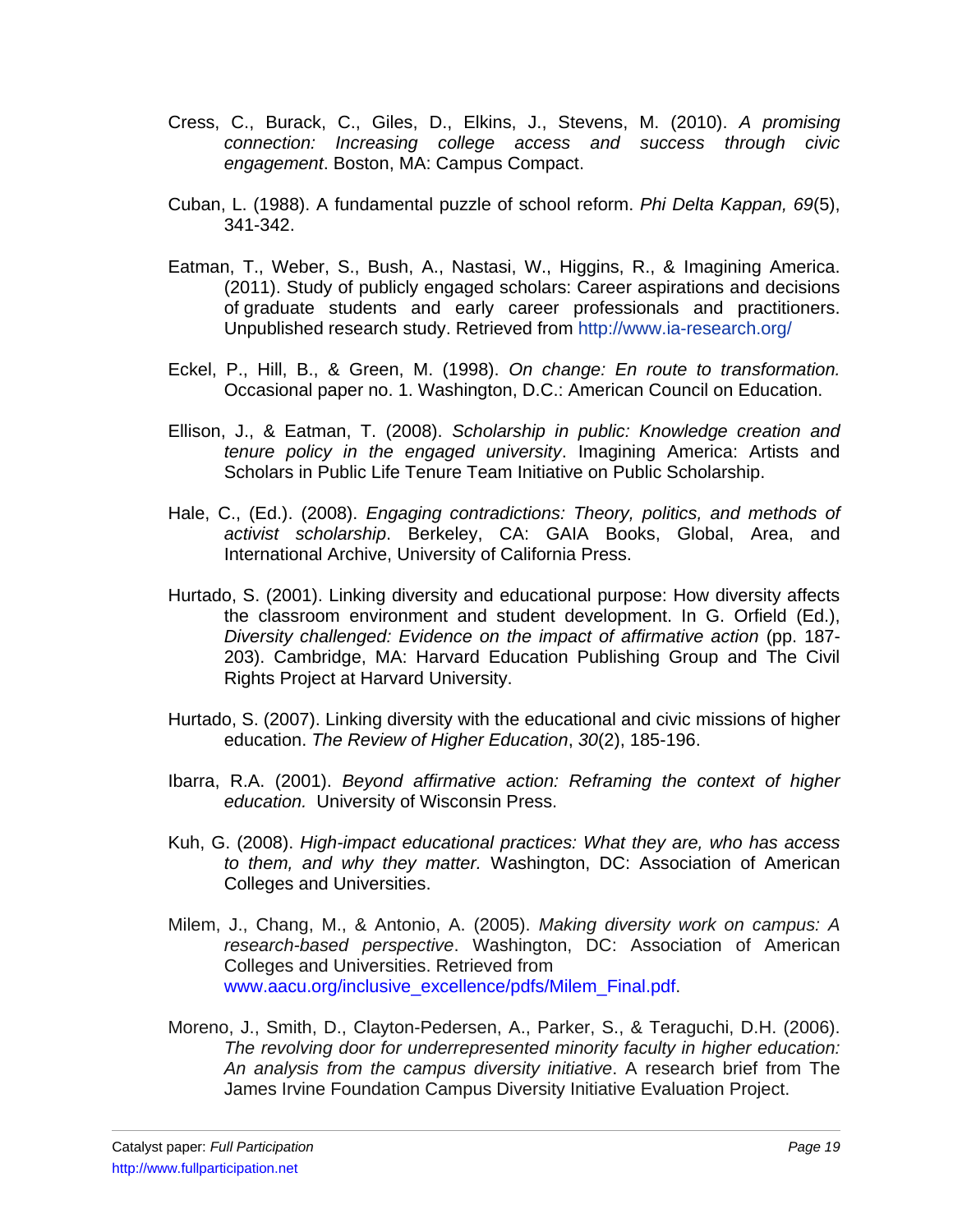Cress, C., Burack, C., Giles, D., Elkins, J., Stevens, M. (2010). *A promising connection: Increasing college access and success through civic engagement*. Boston, MA: Campus Compact.

Cuban, L. (1988). A fundamental puzzle of school reform. *Phi Delta Kappan, 69*(5), 341-342.

Eatman, T., Weber, S., Bush, A., Nastasi, W., Higgins, R., & Imagining America. (2011). Study of publicly engaged scholars: Career aspirations and decisions of graduate students and early career professionals and practitioners. Unpublished research study. Retrieved from http://www.ia-research.org/

Eckel, P., Hill, B., & Green, M. (1998). *On change: En route to transformation.* Occasional paper no. 1. Washington, D.C.: American Council on Education.

Ellison, J., & Eatman, T. (2008). *Scholarship in public: Knowledge creation and tenure policy in the engaged university*. Imagining America: Artists and Scholars in Public Life Tenure Team Initiative on Public Scholarship.

Hale, C., (Ed.). (2008). *Engaging contradictions: Theory, politics, and methods of activist scholarship*. Berkeley, CA: GAIA Books, Global, Area, and International Archive, University of California Press.

Hurtado, S. (2001). Linking diversity and educational purpose: How diversity affects the classroom environment and student development. In G. Orfield (Ed.), *Diversity challenged: Evidence on the impact of affirmative action* (pp. 187-203). Cambridge, MA: Harvard Education Publishing Group and The Civil Rights Project at Harvard University.

Hurtado, S. (2007). Linking diversity with the educational and civic missions of higher education. *The Review of Higher Education*, *30*(2), 185-196.

Ibarra, R.A. (2001). *Beyond affirmative action: Reframing the context of higher education.* University of Wisconsin Press.

Kuh, G. (2008). *High-impact educational practices: What they are, who has access to them, and why they matter.* Washington, DC: Association of American Colleges and Universities.

Milem, J., Chang, M., & Antonio, A. (2005). *Making diversity work on campus: A research-based perspective*. Washington, DC: Association of American Colleges and Universities. Retrieved from www.aacu.org/inclusive_excellence/pdfs/Milem_Final.pdf.

Moreno, J., Smith, D., Clayton-Pedersen, A., Parker, S., & Teraguchi, D.H. (2006). *The revolving door for underrepresented minority faculty in higher education: An analysis from the campus diversity initiative*. A research brief from The James Irvine Foundation Campus Diversity Initiative Evaluation Project.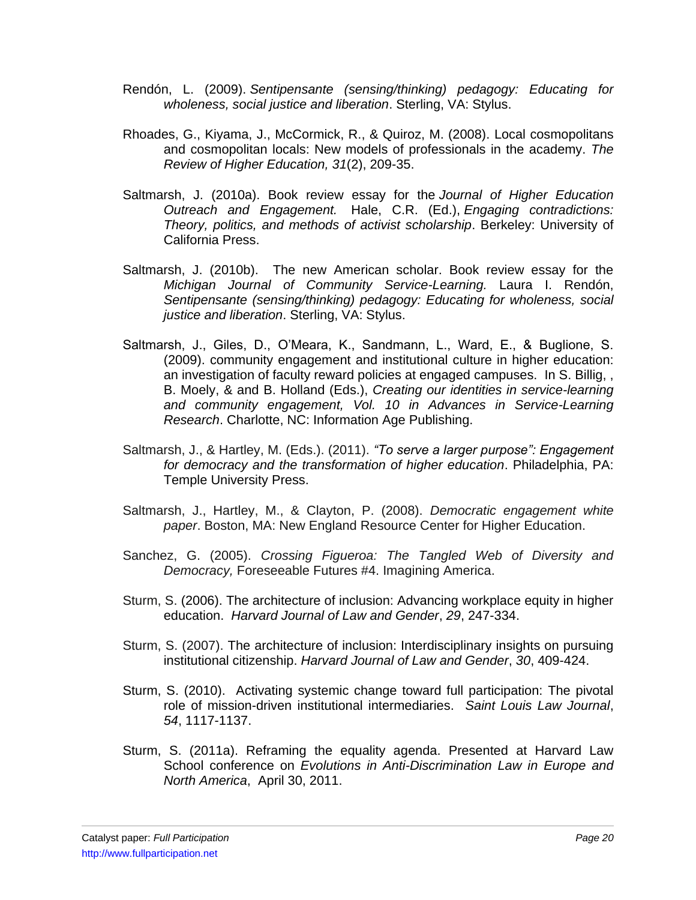Rendón, L. (2009). *Sentipensante (sensing/thinking) pedagogy: Educating for wholeness, social justice and liberation*. Sterling, VA: Stylus.

Rhoades, G., Kiyama, J., McCormick, R., & Quiroz, M. (2008). Local cosmopolitans and cosmopolitan locals: New models of professionals in the academy. *The Review of Higher Education, 31*(2), 209-35.

Saltmarsh, J. (2010a). Book review essay for the *Journal of Higher Education Outreach and Engagement.* Hale, C.R. (Ed.), *Engaging contradictions: Theory, politics, and methods of activist scholarship*. Berkeley: University of California Press.

Saltmarsh, J. (2010b). The new American scholar. Book review essay for the *Michigan Journal of Community Service-Learning.* Laura I. Rendón, *Sentipensante (sensing/thinking) pedagogy: Educating for wholeness, social justice and liberation*. Sterling, VA: Stylus.

Saltmarsh, J., Giles, D., O'Meara, K., Sandmann, L., Ward, E., & Buglione, S. (2009). community engagement and institutional culture in higher education: an investigation of faculty reward policies at engaged campuses. In S. Billig, , B. Moely, & and B. Holland (Eds.), *Creating our identities in service-learning and community engagement, Vol. 10 in Advances in Service-Learning Research*. Charlotte, NC: Information Age Publishing.

Saltmarsh, J., & Hartley, M. (Eds.). (2011). *"To serve a larger purpose": Engagement for democracy and the transformation of higher education*. Philadelphia, PA: Temple University Press.

Saltmarsh, J., Hartley, M., & Clayton, P. (2008). *Democratic engagement white paper*. Boston, MA: New England Resource Center for Higher Education.

Sanchez, G. (2005). *Crossing Figueroa: The Tangled Web of Diversity and Democracy,* Foreseeable Futures #4. Imagining America.

Sturm, S. (2006). The architecture of inclusion: Advancing workplace equity in higher education. *Harvard Journal of Law and Gender*, *29*, 247-334.

Sturm, S. (2007). The architecture of inclusion: Interdisciplinary insights on pursuing institutional citizenship. *Harvard Journal of Law and Gender*, *30*, 409-424.

Sturm, S. (2010). Activating systemic change toward full participation: The pivotal role of mission-driven institutional intermediaries. *Saint Louis Law Journal*, *54*, 1117-1137.

Sturm, S. (2011a). Reframing the equality agenda. Presented at Harvard Law School conference on *Evolutions in Anti-Discrimination Law in Europe and North America*, April 30, 2011.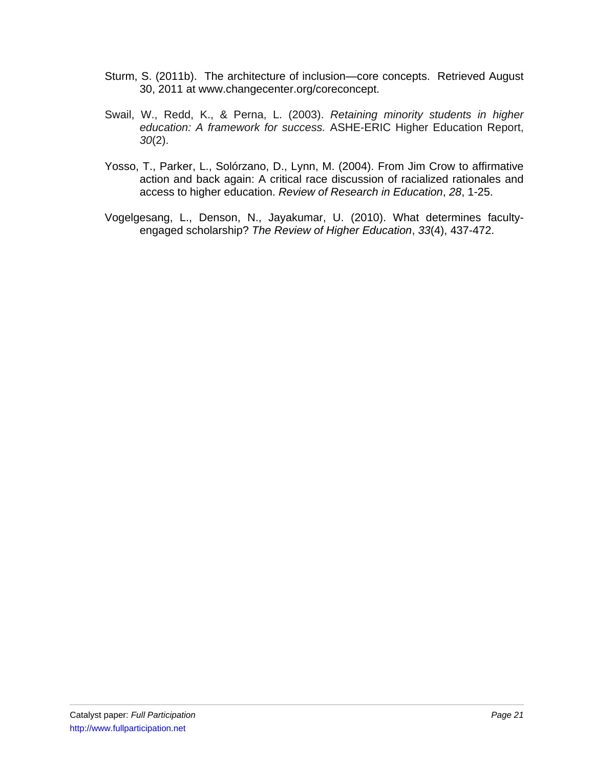Sturm, S. (2011b). The architecture of inclusion—core concepts. Retrieved August 30, 2011 at www.changecenter.org/coreconcept.

Swail, W., Redd, K., & Perna, L. (2003). *Retaining minority students in higher education: A framework for success.* ASHE-ERIC Higher Education Report, *30*(2).

Yosso, T., Parker, L., Solórzano, D., Lynn, M. (2004). From Jim Crow to affirmative action and back again: A critical race discussion of racialized rationales and access to higher education. *Review of Research in Education*, *28*, 1-25.

Vogelgesang, L., Denson, N., Jayakumar, U. (2010). What determines faculty-engaged scholarship? *The Review of Higher Education*, *33*(4), 437-472.